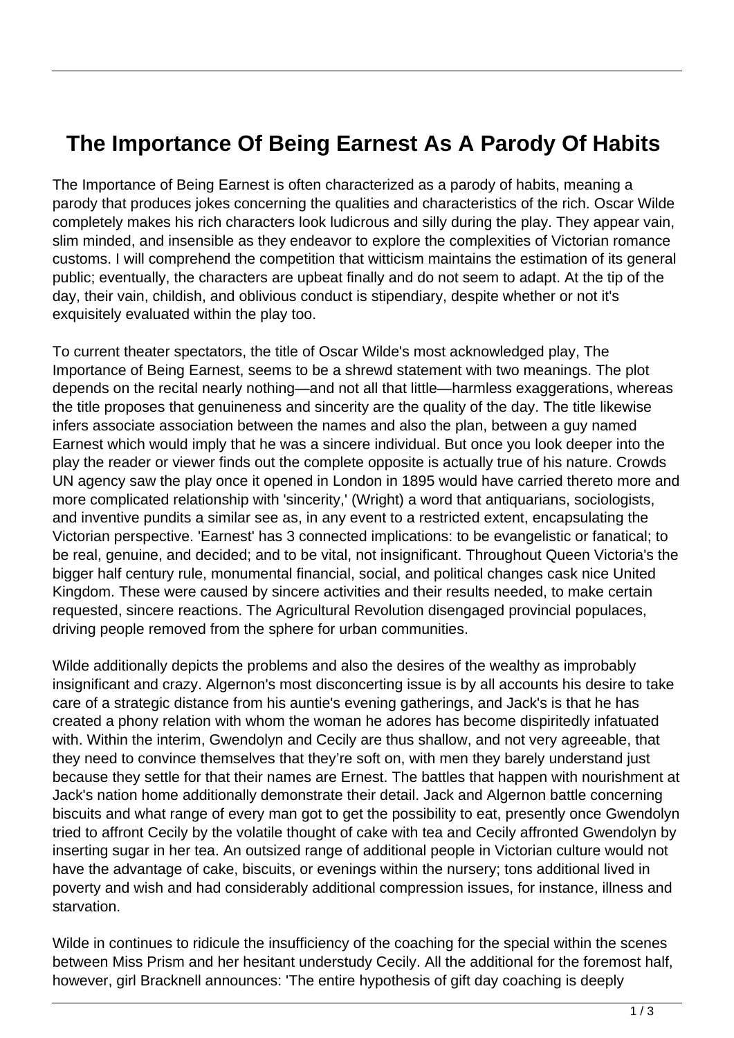# The Importance Of Being Earnest As A Parody Of Habits

The Importance of Being Earnest is often characterized as a parody of habits, meaning a parody that produces jokes concerning the qualities and characteristics of the rich. Oscar Wilde completely makes his rich characters look ludicrous and silly during the play. They appear vain, slim minded, and insensible as they endeavor to explore the complexities of Victorian romance customs. I will comprehend the competition that witticism maintains the estimation of its general public; eventually, the characters are upbeat finally and do not seem to adapt. At the tip of the day, their vain, childish, and oblivious conduct is stipendiary, despite whether or not it's exquisitely evaluated within the play too.

To current theater spectators, the title of Oscar Wilde's most acknowledged play, The Importance of Being Earnest, seems to be a shrewd statement with two meanings. The plot depends on the recital nearly nothing—and not all that little—harmless exaggerations, whereas the title proposes that genuineness and sincerity are the quality of the day. The title likewise infers associate association between the names and also the plan, between a guy named Earnest which would imply that he was a sincere individual. But once you look deeper into the play the reader or viewer finds out the complete opposite is actually true of his nature. Crowds UN agency saw the play once it opened in London in 1895 would have carried thereto more and more complicated relationship with 'sincerity,' (Wright) a word that antiquarians, sociologists, and inventive pundits a similar see as, in any event to a restricted extent, encapsulating the Victorian perspective. 'Earnest' has 3 connected implications: to be evangelistic or fanatical; to be real, genuine, and decided; and to be vital, not insignificant. Throughout Queen Victoria's the bigger half century rule, monumental financial, social, and political changes cask nice United Kingdom. These were caused by sincere activities and their results needed, to make certain requested, sincere reactions. The Agricultural Revolution disengaged provincial populaces, driving people removed from the sphere for urban communities.

Wilde additionally depicts the problems and also the desires of the wealthy as improbably insignificant and crazy. Algernon's most disconcerting issue is by all accounts his desire to take care of a strategic distance from his auntie's evening gatherings, and Jack's is that he has created a phony relation with whom the woman he adores has become dispiritedly infatuated with. Within the interim, Gwendolyn and Cecily are thus shallow, and not very agreeable, that they need to convince themselves that they're soft on, with men they barely understand just because they settle for that their names are Ernest. The battles that happen with nourishment at Jack's nation home additionally demonstrate their detail. Jack and Algernon battle concerning biscuits and what range of every man got to get the possibility to eat, presently once Gwendolyn tried to affront Cecily by the volatile thought of cake with tea and Cecily affronted Gwendolyn by inserting sugar in her tea. An outsized range of additional people in Victorian culture would not have the advantage of cake, biscuits, or evenings within the nursery; tons additional lived in poverty and wish and had considerably additional compression issues, for instance, illness and starvation.

Wilde in continues to ridicule the insufficiency of the coaching for the special within the scenes between Miss Prism and her hesitant understudy Cecily. All the additional for the foremost half, however, girl Bracknell announces: 'The entire hypothesis of gift day coaching is deeply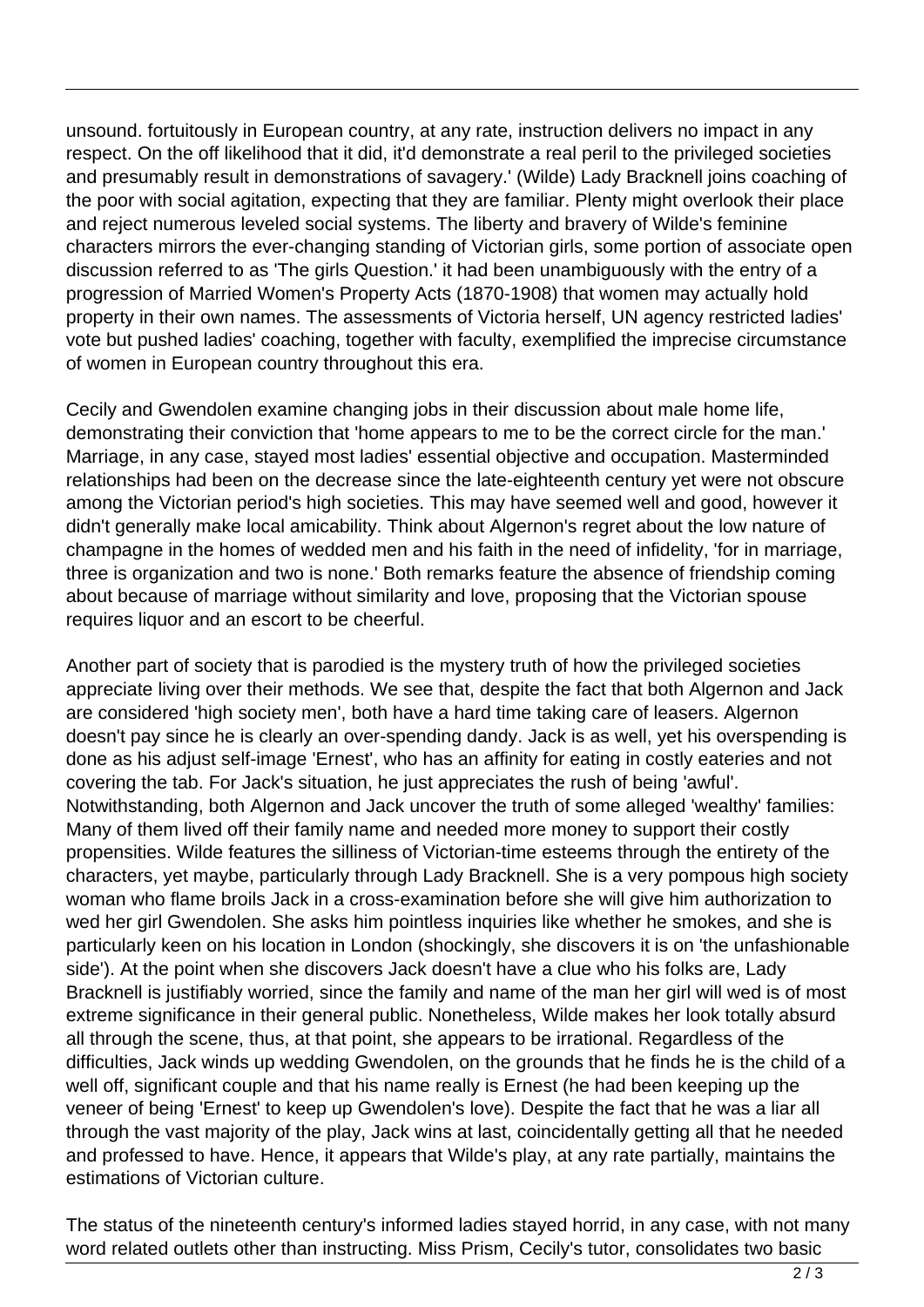unsound. fortuitously in European country, at any rate, instruction delivers no impact in any respect. On the off likelihood that it did, it'd demonstrate a real peril to the privileged societies and presumably result in demonstrations of savagery.' (Wilde) Lady Bracknell joins coaching of the poor with social agitation, expecting that they are familiar. Plenty might overlook their place and reject numerous leveled social systems. The liberty and bravery of Wilde's feminine characters mirrors the ever-changing standing of Victorian girls, some portion of associate open discussion referred to as 'The girls Question.' it had been unambiguously with the entry of a progression of Married Women's Property Acts (1870-1908) that women may actually hold property in their own names. The assessments of Victoria herself, UN agency restricted ladies' vote but pushed ladies' coaching, together with faculty, exemplified the imprecise circumstance of women in European country throughout this era.

Cecily and Gwendolen examine changing jobs in their discussion about male home life, demonstrating their conviction that 'home appears to me to be the correct circle for the man.' Marriage, in any case, stayed most ladies' essential objective and occupation. Masterminded relationships had been on the decrease since the late-eighteenth century yet were not obscure among the Victorian period's high societies. This may have seemed well and good, however it didn't generally make local amicability. Think about Algernon's regret about the low nature of champagne in the homes of wedded men and his faith in the need of infidelity, 'for in marriage, three is organization and two is none.' Both remarks feature the absence of friendship coming about because of marriage without similarity and love, proposing that the Victorian spouse requires liquor and an escort to be cheerful.

Another part of society that is parodied is the mystery truth of how the privileged societies appreciate living over their methods. We see that, despite the fact that both Algernon and Jack are considered 'high society men', both have a hard time taking care of leasers. Algernon doesn't pay since he is clearly an over-spending dandy. Jack is as well, yet his overspending is done as his adjust self-image 'Ernest', who has an affinity for eating in costly eateries and not covering the tab. For Jack's situation, he just appreciates the rush of being 'awful'. Notwithstanding, both Algernon and Jack uncover the truth of some alleged 'wealthy' families: Many of them lived off their family name and needed more money to support their costly propensities. Wilde features the silliness of Victorian-time esteems through the entirety of the characters, yet maybe, particularly through Lady Bracknell. She is a very pompous high society woman who flame broils Jack in a cross-examination before she will give him authorization to wed her girl Gwendolen. She asks him pointless inquiries like whether he smokes, and she is particularly keen on his location in London (shockingly, she discovers it is on 'the unfashionable side'). At the point when she discovers Jack doesn't have a clue who his folks are, Lady Bracknell is justifiably worried, since the family and name of the man her girl will wed is of most extreme significance in their general public. Nonetheless, Wilde makes her look totally absurd all through the scene, thus, at that point, she appears to be irrational. Regardless of the difficulties, Jack winds up wedding Gwendolen, on the grounds that he finds he is the child of a well off, significant couple and that his name really is Ernest (he had been keeping up the veneer of being 'Ernest' to keep up Gwendolen's love). Despite the fact that he was a liar all through the vast majority of the play, Jack wins at last, coincidentally getting all that he needed and professed to have. Hence, it appears that Wilde's play, at any rate partially, maintains the estimations of Victorian culture.

The status of the nineteenth century's informed ladies stayed horrid, in any case, with not many word related outlets other than instructing. Miss Prism, Cecily's tutor, consolidates two basic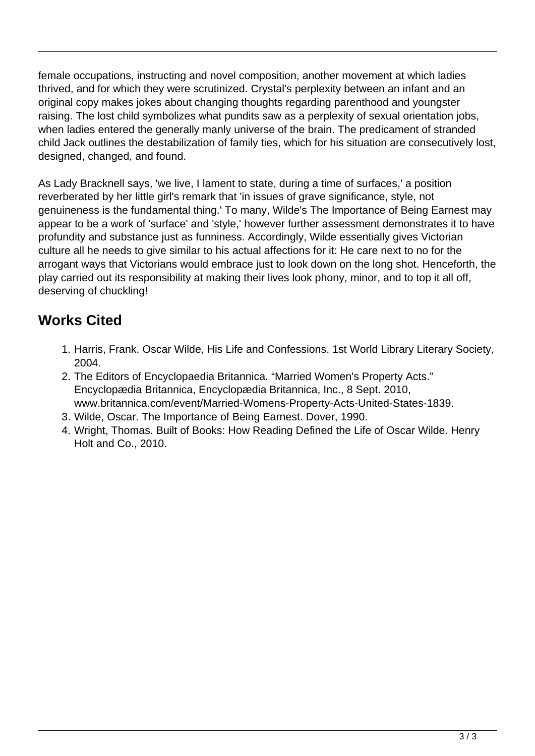female occupations, instructing and novel composition, another movement at which ladies thrived, and for which they were scrutinized. Crystal's perplexity between an infant and an original copy makes jokes about changing thoughts regarding parenthood and youngster raising. The lost child symbolizes what pundits saw as a perplexity of sexual orientation jobs, when ladies entered the generally manly universe of the brain. The predicament of stranded child Jack outlines the destabilization of family ties, which for his situation are consecutively lost, designed, changed, and found.

As Lady Bracknell says, 'we live, I lament to state, during a time of surfaces,' a position reverberated by her little girl's remark that 'in issues of grave significance, style, not genuineness is the fundamental thing.' To many, Wilde's The Importance of Being Earnest may appear to be a work of 'surface' and 'style,' however further assessment demonstrates it to have profundity and substance just as funniness. Accordingly, Wilde essentially gives Victorian culture all he needs to give similar to his actual affections for it: He care next to no for the arrogant ways that Victorians would embrace just to look down on the long shot. Henceforth, the play carried out its responsibility at making their lives look phony, minor, and to top it all off, deserving of chuckling!

## Works Cited

1. Harris, Frank. Oscar Wilde, His Life and Confessions. 1st World Library Literary Society, 2004.
2. The Editors of Encyclopaedia Britannica. "Married Women's Property Acts." Encyclopædia Britannica, Encyclopædia Britannica, Inc., 8 Sept. 2010, www.britannica.com/event/Married-Womens-Property-Acts-United-States-1839.
3. Wilde, Oscar. The Importance of Being Earnest. Dover, 1990.
4. Wright, Thomas. Built of Books: How Reading Defined the Life of Oscar Wilde. Henry Holt and Co., 2010.